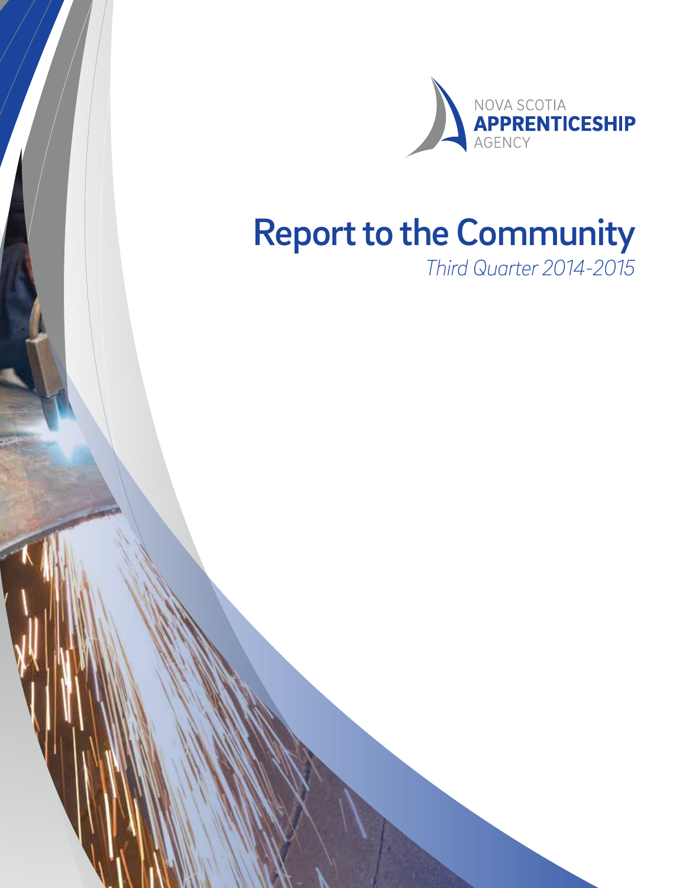NOVA SCOTIA
**APPRENTICESHIP**
AGENCY

# Report to the Community

*Third Quarter 2014-2015*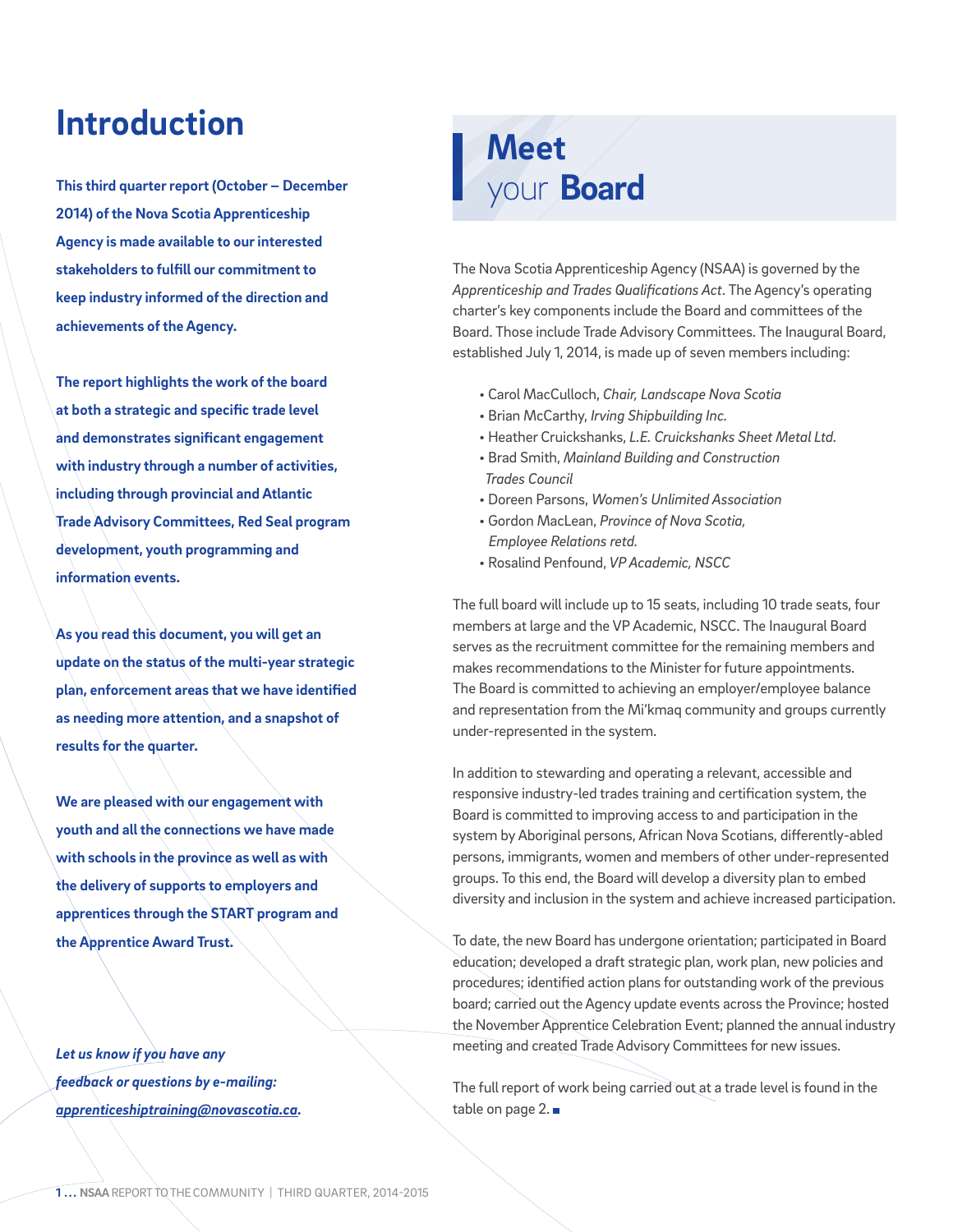# Introduction

**This third quarter report (October – December 2014) of the Nova Scotia Apprenticeship Agency is made available to our interested stakeholders to fulfill our commitment to keep industry informed of the direction and achievements of the Agency.**

**The report highlights the work of the board at both a strategic and specific trade level and demonstrates significant engagement with industry through a number of activities, including through provincial and Atlantic Trade Advisory Committees, Red Seal program development, youth programming and information events.**

**As you read this document, you will get an update on the status of the multi-year strategic plan, enforcement areas that we have identified as needing more attention, and a snapshot of results for the quarter.**

**We are pleased with our engagement with youth and all the connections we have made with schools in the province as well as with the delivery of supports to employers and apprentices through the START program and the Apprentice Award Trust.**

***Let us know if you have any feedback or questions by e-mailing: apprenticeshiptraining@novascotia.ca.***

## Meet your Board

The Nova Scotia Apprenticeship Agency (NSAA) is governed by the *Apprenticeship and Trades Qualifications Act*. The Agency's operating charter's key components include the Board and committees of the Board. Those include Trade Advisory Committees. The Inaugural Board, established July 1, 2014, is made up of seven members including:

- Carol MacCulloch, *Chair, Landscape Nova Scotia*
- Brian McCarthy, *Irving Shipbuilding Inc.*
- Heather Cruickshanks, *L.E. Cruickshanks Sheet Metal Ltd.*
- Brad Smith, *Mainland Building and Construction Trades Council*
- Doreen Parsons, *Women's Unlimited Association*
- Gordon MacLean, *Province of Nova Scotia, Employee Relations retd.*
- Rosalind Penfound, *VP Academic, NSCC*

The full board will include up to 15 seats, including 10 trade seats, four members at large and the VP Academic, NSCC. The Inaugural Board serves as the recruitment committee for the remaining members and makes recommendations to the Minister for future appointments. The Board is committed to achieving an employer/employee balance and representation from the Mi'kmaq community and groups currently under-represented in the system.

In addition to stewarding and operating a relevant, accessible and responsive industry-led trades training and certification system, the Board is committed to improving access to and participation in the system by Aboriginal persons, African Nova Scotians, differently-abled persons, immigrants, women and members of other under-represented groups. To this end, the Board will develop a diversity plan to embed diversity and inclusion in the system and achieve increased participation.

To date, the new Board has undergone orientation; participated in Board education; developed a draft strategic plan, work plan, new policies and procedures; identified action plans for outstanding work of the previous board; carried out the Agency update events across the Province; hosted the November Apprentice Celebration Event; planned the annual industry meeting and created Trade Advisory Committees for new issues.

The full report of work being carried out at a trade level is found in the table on page 2.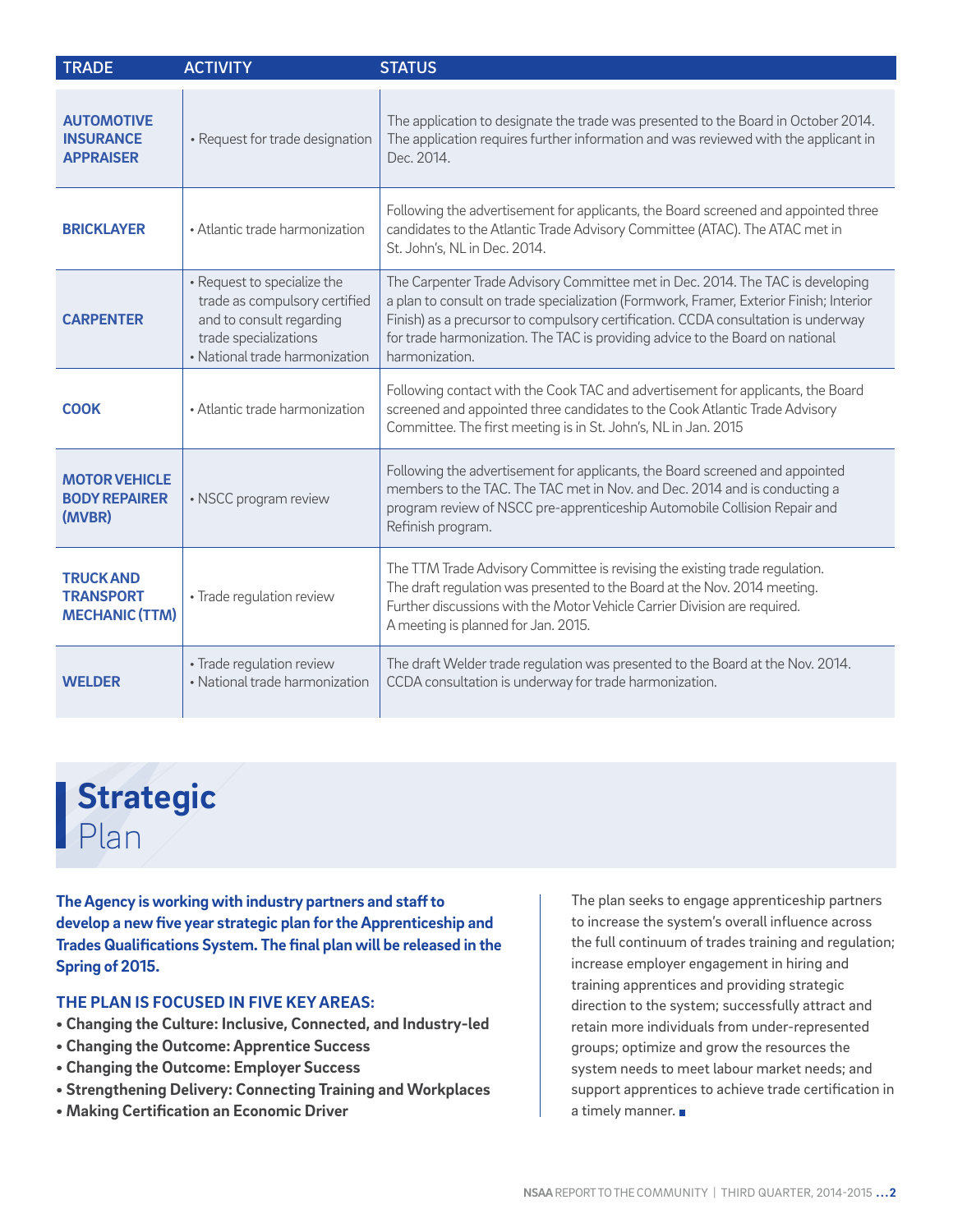| TRADE | ACTIVITY | STATUS |
|---|---|---|
| **AUTOMOTIVE INSURANCE APPRAISER** | • Request for trade designation | The application to designate the trade was presented to the Board in October 2014. The application requires further information and was reviewed with the applicant in Dec. 2014. |
| **BRICKLAYER** | • Atlantic trade harmonization | Following the advertisement for applicants, the Board screened and appointed three candidates to the Atlantic Trade Advisory Committee (ATAC). The ATAC met in St. John's, NL in Dec. 2014. |
| **CARPENTER** | • Request to specialize the trade as compulsory certified and to consult regarding trade specializations<br>• National trade harmonization | The Carpenter Trade Advisory Committee met in Dec. 2014. The TAC is developing a plan to consult on trade specialization (Formwork, Framer, Exterior Finish; Interior Finish) as a precursor to compulsory certification. CCDA consultation is underway for trade harmonization. The TAC is providing advice to the Board on national harmonization. |
| **COOK** | • Atlantic trade harmonization | Following contact with the Cook TAC and advertisement for applicants, the Board screened and appointed three candidates to the Cook Atlantic Trade Advisory Committee. The first meeting is in St. John's, NL in Jan. 2015 |
| **MOTOR VEHICLE BODY REPAIRER (MVBR)** | • NSCC program review | Following the advertisement for applicants, the Board screened and appointed members to the TAC. The TAC met in Nov. and Dec. 2014 and is conducting a program review of NSCC pre-apprenticeship Automobile Collision Repair and Refinish program. |
| **TRUCK AND TRANSPORT MECHANIC (TTM)** | • Trade regulation review | The TTM Trade Advisory Committee is revising the existing trade regulation. The draft regulation was presented to the Board at the Nov. 2014 meeting. Further discussions with the Motor Vehicle Carrier Division are required. A meeting is planned for Jan. 2015. |
| **WELDER** | • Trade regulation review<br>• National trade harmonization | The draft Welder trade regulation was presented to the Board at the Nov. 2014. CCDA consultation is underway for trade harmonization. |

# Strategic Plan

**The Agency is working with industry partners and staff to develop a new five year strategic plan for the Apprenticeship and Trades Qualifications System. The final plan will be released in the Spring of 2015.**

### THE PLAN IS FOCUSED IN FIVE KEY AREAS:

- **Changing the Culture: Inclusive, Connected, and Industry-led**
- **Changing the Outcome: Apprentice Success**
- **Changing the Outcome: Employer Success**
- **Strengthening Delivery: Connecting Training and Workplaces**
- **Making Certification an Economic Driver**

The plan seeks to engage apprenticeship partners to increase the system's overall influence across the full continuum of trades training and regulation; increase employer engagement in hiring and training apprentices and providing strategic direction to the system; successfully attract and retain more individuals from under-represented groups; optimize and grow the resources the system needs to meet labour market needs; and support apprentices to achieve trade certification in a timely manner.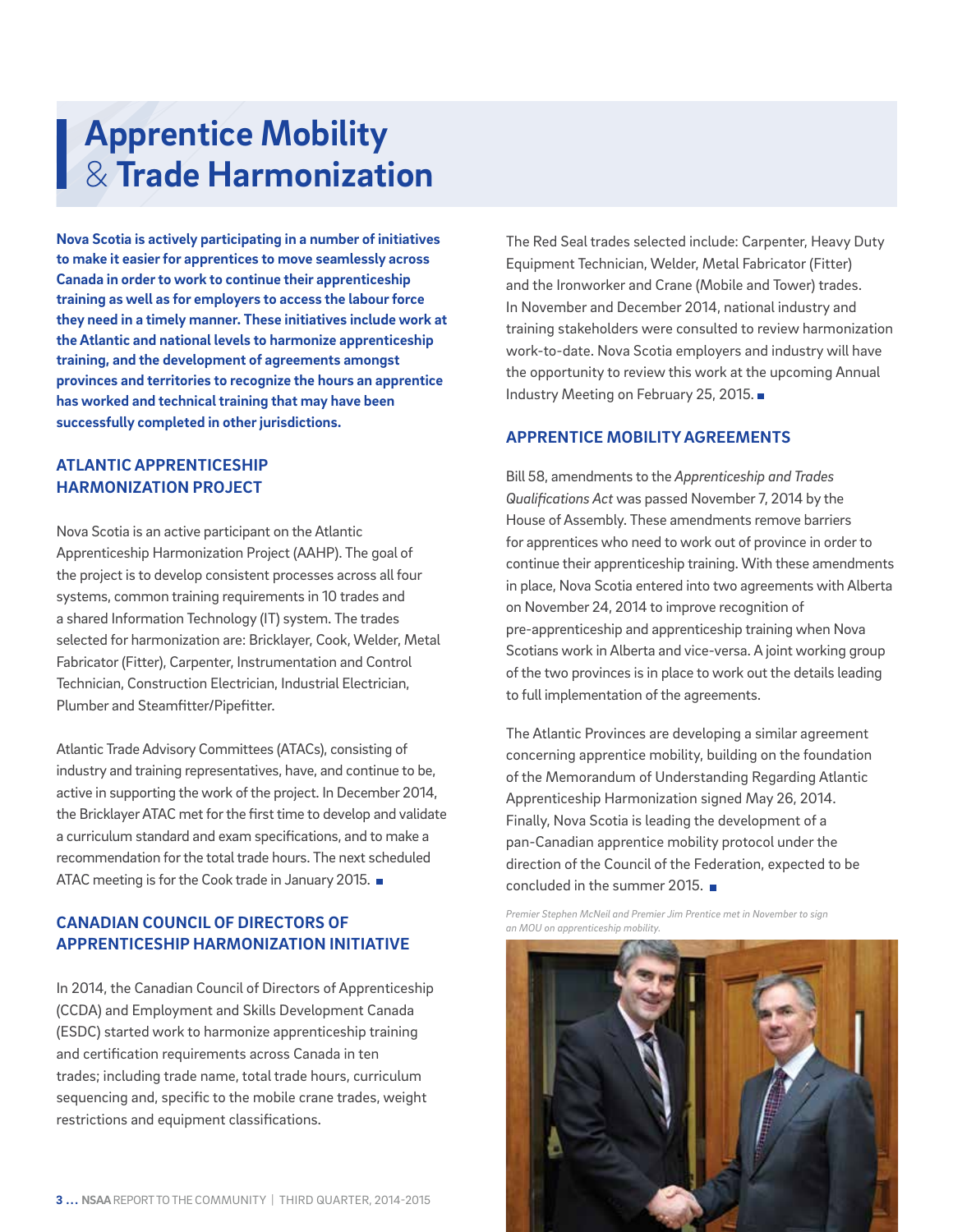# Apprentice Mobility & Trade Harmonization

**Nova Scotia is actively participating in a number of initiatives to make it easier for apprentices to move seamlessly across Canada in order to work to continue their apprenticeship training as well as for employers to access the labour force they need in a timely manner. These initiatives include work at the Atlantic and national levels to harmonize apprenticeship training, and the development of agreements amongst provinces and territories to recognize the hours an apprentice has worked and technical training that may have been successfully completed in other jurisdictions.**

## ATLANTIC APPRENTICESHIP HARMONIZATION PROJECT

Nova Scotia is an active participant on the Atlantic Apprenticeship Harmonization Project (AAHP). The goal of the project is to develop consistent processes across all four systems, common training requirements in 10 trades and a shared Information Technology (IT) system. The trades selected for harmonization are: Bricklayer, Cook, Welder, Metal Fabricator (Fitter), Carpenter, Instrumentation and Control Technician, Construction Electrician, Industrial Electrician, Plumber and Steamfitter/Pipefitter.

Atlantic Trade Advisory Committees (ATACs), consisting of industry and training representatives, have, and continue to be, active in supporting the work of the project. In December 2014, the Bricklayer ATAC met for the first time to develop and validate a curriculum standard and exam specifications, and to make a recommendation for the total trade hours. The next scheduled ATAC meeting is for the Cook trade in January 2015.

## CANADIAN COUNCIL OF DIRECTORS OF APPRENTICESHIP HARMONIZATION INITIATIVE

In 2014, the Canadian Council of Directors of Apprenticeship (CCDA) and Employment and Skills Development Canada (ESDC) started work to harmonize apprenticeship training and certification requirements across Canada in ten trades; including trade name, total trade hours, curriculum sequencing and, specific to the mobile crane trades, weight restrictions and equipment classifications.

The Red Seal trades selected include: Carpenter, Heavy Duty Equipment Technician, Welder, Metal Fabricator (Fitter) and the Ironworker and Crane (Mobile and Tower) trades. In November and December 2014, national industry and training stakeholders were consulted to review harmonization work-to-date. Nova Scotia employers and industry will have the opportunity to review this work at the upcoming Annual Industry Meeting on February 25, 2015.

## APPRENTICE MOBILITY AGREEMENTS

Bill 58, amendments to the *Apprenticeship and Trades Qualifications Act* was passed November 7, 2014 by the House of Assembly. These amendments remove barriers for apprentices who need to work out of province in order to continue their apprenticeship training. With these amendments in place, Nova Scotia entered into two agreements with Alberta on November 24, 2014 to improve recognition of pre-apprenticeship and apprenticeship training when Nova Scotians work in Alberta and vice-versa. A joint working group of the two provinces is in place to work out the details leading to full implementation of the agreements.

The Atlantic Provinces are developing a similar agreement concerning apprentice mobility, building on the foundation of the Memorandum of Understanding Regarding Atlantic Apprenticeship Harmonization signed May 26, 2014. Finally, Nova Scotia is leading the development of a pan-Canadian apprentice mobility protocol under the direction of the Council of the Federation, expected to be concluded in the summer 2015.

*Premier Stephen McNeil and Premier Jim Prentice met in November to sign an MOU on apprenticeship mobility.*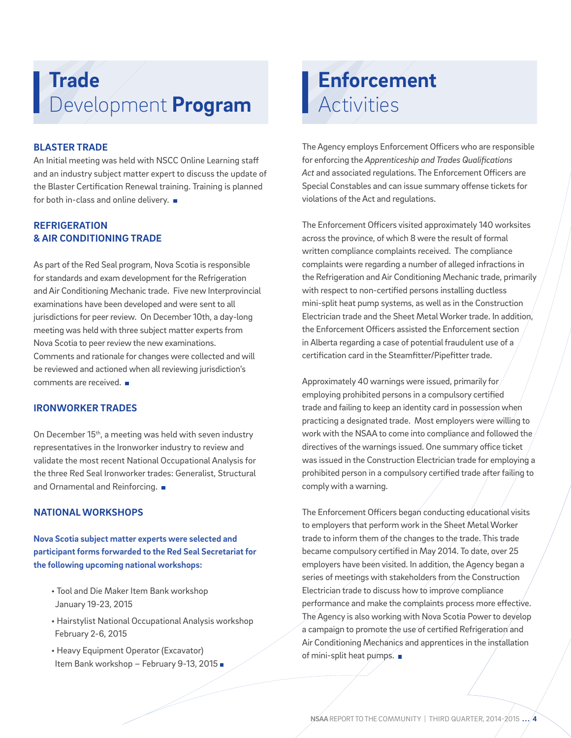# Trade Development Program

### BLASTER TRADE

An Initial meeting was held with NSCC Online Learning staff and an industry subject matter expert to discuss the update of the Blaster Certification Renewal training. Training is planned for both in-class and online delivery.

### REFRIGERATION & AIR CONDITIONING TRADE

As part of the Red Seal program, Nova Scotia is responsible for standards and exam development for the Refrigeration and Air Conditioning Mechanic trade. Five new Interprovincial examinations have been developed and were sent to all jurisdictions for peer review. On December 10th, a day-long meeting was held with three subject matter experts from Nova Scotia to peer review the new examinations. Comments and rationale for changes were collected and will be reviewed and actioned when all reviewing jurisdiction's comments are received.

### IRONWORKER TRADES

On December 15th, a meeting was held with seven industry representatives in the Ironworker industry to review and validate the most recent National Occupational Analysis for the three Red Seal Ironworker trades: Generalist, Structural and Ornamental and Reinforcing.

### NATIONAL WORKSHOPS

**Nova Scotia subject matter experts were selected and participant forms forwarded to the Red Seal Secretariat for the following upcoming national workshops:**

- Tool and Die Maker Item Bank workshop January 19-23, 2015
- Hairstylist National Occupational Analysis workshop February 2-6, 2015
- Heavy Equipment Operator (Excavator) Item Bank workshop – February 9-13, 2015

# Enforcement Activities

The Agency employs Enforcement Officers who are responsible for enforcing the *Apprenticeship and Trades Qualifications Act* and associated regulations. The Enforcement Officers are Special Constables and can issue summary offense tickets for violations of the Act and regulations.

The Enforcement Officers visited approximately 140 worksites across the province, of which 8 were the result of formal written compliance complaints received. The compliance complaints were regarding a number of alleged infractions in the Refrigeration and Air Conditioning Mechanic trade, primarily with respect to non-certified persons installing ductless mini-split heat pump systems, as well as in the Construction Electrician trade and the Sheet Metal Worker trade. In addition, the Enforcement Officers assisted the Enforcement section in Alberta regarding a case of potential fraudulent use of a certification card in the Steamfitter/Pipefitter trade.

Approximately 40 warnings were issued, primarily for employing prohibited persons in a compulsory certified trade and failing to keep an identity card in possession when practicing a designated trade. Most employers were willing to work with the NSAA to come into compliance and followed the directives of the warnings issued. One summary office ticket was issued in the Construction Electrician trade for employing a prohibited person in a compulsory certified trade after failing to comply with a warning.

The Enforcement Officers began conducting educational visits to employers that perform work in the Sheet Metal Worker trade to inform them of the changes to the trade. This trade became compulsory certified in May 2014. To date, over 25 employers have been visited. In addition, the Agency began a series of meetings with stakeholders from the Construction Electrician trade to discuss how to improve compliance performance and make the complaints process more effective. The Agency is also working with Nova Scotia Power to develop a campaign to promote the use of certified Refrigeration and Air Conditioning Mechanics and apprentices in the installation of mini-split heat pumps.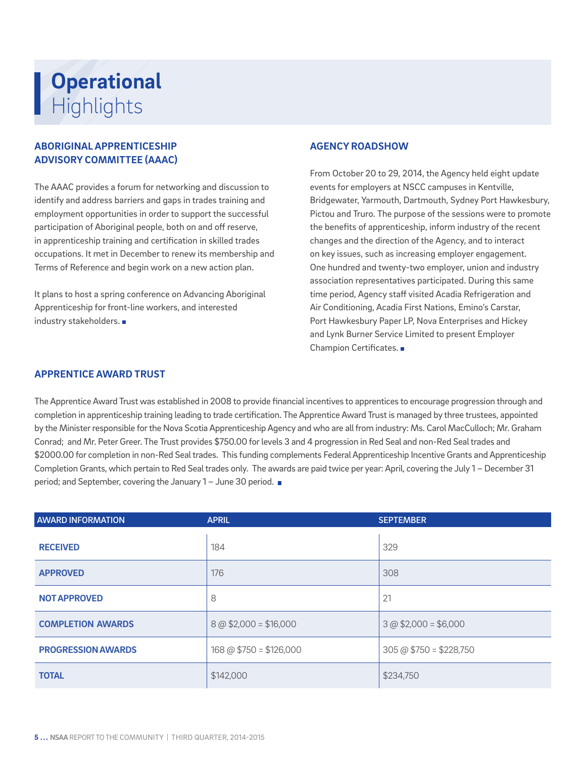# **Operational** Highlights

## ABORIGINAL APPRENTICESHIP ADVISORY COMMITTEE (AAAC)

The AAAC provides a forum for networking and discussion to identify and address barriers and gaps in trades training and employment opportunities in order to support the successful participation of Aboriginal people, both on and off reserve, in apprenticeship training and certification in skilled trades occupations. It met in December to renew its membership and Terms of Reference and begin work on a new action plan.

It plans to host a spring conference on Advancing Aboriginal Apprenticeship for front-line workers, and interested industry stakeholders. ■

## AGENCY ROADSHOW

From October 20 to 29, 2014, the Agency held eight update events for employers at NSCC campuses in Kentville, Bridgewater, Yarmouth, Dartmouth, Sydney Port Hawkesbury, Pictou and Truro. The purpose of the sessions were to promote the benefits of apprenticeship, inform industry of the recent changes and the direction of the Agency, and to interact on key issues, such as increasing employer engagement. One hundred and twenty-two employer, union and industry association representatives participated. During this same time period, Agency staff visited Acadia Refrigeration and Air Conditioning, Acadia First Nations, Emino's Carstar, Port Hawkesbury Paper LP, Nova Enterprises and Hickey and Lynk Burner Service Limited to present Employer Champion Certificates. ■

## APPRENTICE AWARD TRUST

The Apprentice Award Trust was established in 2008 to provide financial incentives to apprentices to encourage progression through and completion in apprenticeship training leading to trade certification. The Apprentice Award Trust is managed by three trustees, appointed by the Minister responsible for the Nova Scotia Apprenticeship Agency and who are all from industry: Ms. Carol MacCulloch; Mr. Graham Conrad; and Mr. Peter Greer. The Trust provides $750.00 for levels 3 and 4 progression in Red Seal and non-Red Seal trades and $2000.00 for completion in non-Red Seal trades. This funding complements Federal Apprenticeship Incentive Grants and Apprenticeship Completion Grants, which pertain to Red Seal trades only. The awards are paid twice per year: April, covering the July 1 – December 31 period; and September, covering the January 1 – June 30 period. ■

| AWARD INFORMATION | APRIL | SEPTEMBER |
|---|---|---|
| **RECEIVED** | 184 | 329 |
| **APPROVED** | 176 | 308 |
| **NOT APPROVED** | 8 | 21 |
| **COMPLETION AWARDS** | 8 @ $2,000 = $16,000 | 3 @ $2,000 = $6,000 |
| **PROGRESSION AWARDS** | 168 @ $750 = $126,000 | 305 @ $750 = $228,750 |
| **TOTAL** | $142,000 | $234,750 |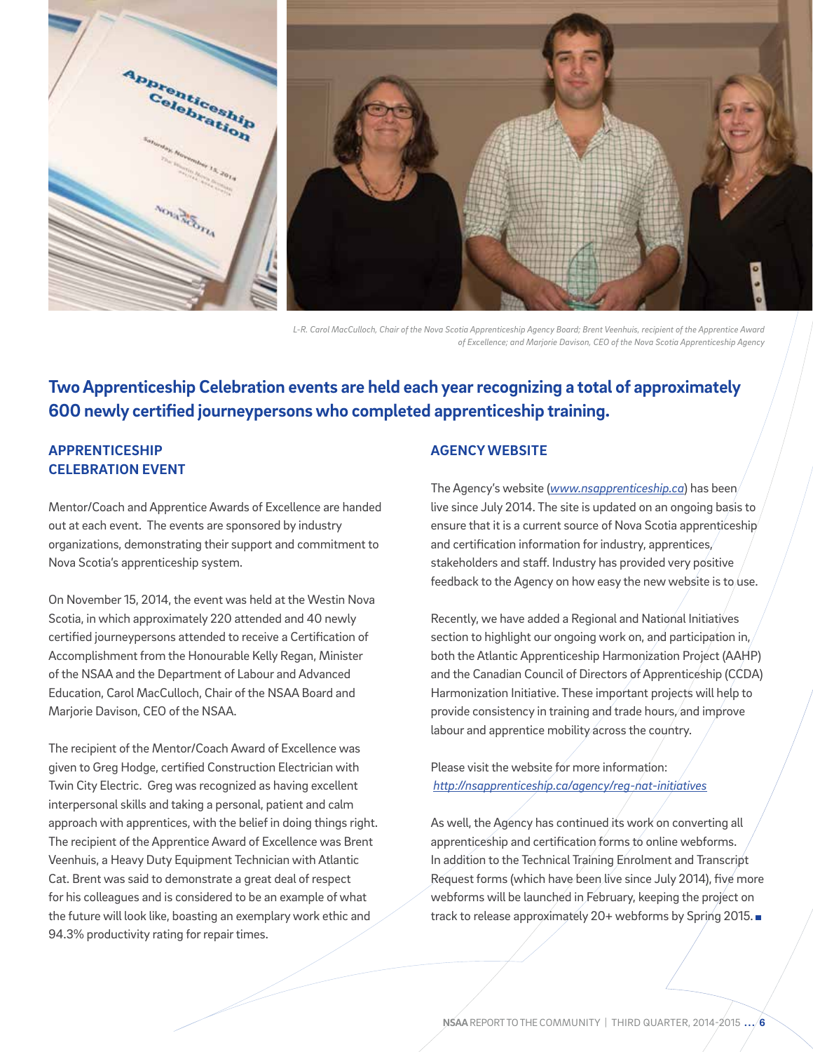L-R. Carol MacCulloch, Chair of the Nova Scotia Apprenticeship Agency Board; Brent Veenhuis, recipient of the Apprentice Award of Excellence; and Marjorie Davison, CEO of the Nova Scotia Apprenticeship Agency

**Two Apprenticeship Celebration events are held each year recognizing a total of approximately 600 newly certified journeypersons who completed apprenticeship training.**

## APPRENTICESHIP CELEBRATION EVENT

Mentor/Coach and Apprentice Awards of Excellence are handed out at each event. The events are sponsored by industry organizations, demonstrating their support and commitment to Nova Scotia's apprenticeship system.

On November 15, 2014, the event was held at the Westin Nova Scotia, in which approximately 220 attended and 40 newly certified journeypersons attended to receive a Certification of Accomplishment from the Honourable Kelly Regan, Minister of the NSAA and the Department of Labour and Advanced Education, Carol MacCulloch, Chair of the NSAA Board and Marjorie Davison, CEO of the NSAA.

The recipient of the Mentor/Coach Award of Excellence was given to Greg Hodge, certified Construction Electrician with Twin City Electric. Greg was recognized as having excellent interpersonal skills and taking a personal, patient and calm approach with apprentices, with the belief in doing things right. The recipient of the Apprentice Award of Excellence was Brent Veenhuis, a Heavy Duty Equipment Technician with Atlantic Cat. Brent was said to demonstrate a great deal of respect for his colleagues and is considered to be an example of what the future will look like, boasting an exemplary work ethic and 94.3% productivity rating for repair times.

## AGENCY WEBSITE

The Agency's website (*www.nsapprenticeship.ca*) has been live since July 2014. The site is updated on an ongoing basis to ensure that it is a current source of Nova Scotia apprenticeship and certification information for industry, apprentices, stakeholders and staff. Industry has provided very positive feedback to the Agency on how easy the new website is to use.

Recently, we have added a Regional and National Initiatives section to highlight our ongoing work on, and participation in, both the Atlantic Apprenticeship Harmonization Project (AAHP) and the Canadian Council of Directors of Apprenticeship (CCDA) Harmonization Initiative. These important projects will help to provide consistency in training and trade hours, and improve labour and apprentice mobility across the country.

Please visit the website for more information:
*http://nsapprenticeship.ca/agency/reg-nat-initiatives*

As well, the Agency has continued its work on converting all apprenticeship and certification forms to online webforms. In addition to the Technical Training Enrolment and Transcript Request forms (which have been live since July 2014), five more webforms will be launched in February, keeping the project on track to release approximately 20+ webforms by Spring 2015.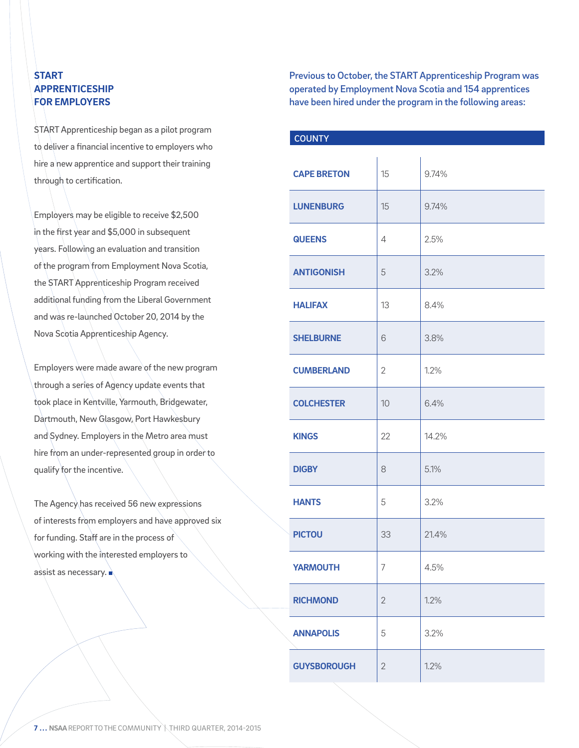## START APPRENTICESHIP FOR EMPLOYERS

START Apprenticeship began as a pilot program to deliver a financial incentive to employers who hire a new apprentice and support their training through to certification.

Employers may be eligible to receive $2,500 in the first year and $5,000 in subsequent years. Following an evaluation and transition of the program from Employment Nova Scotia, the START Apprenticeship Program received additional funding from the Liberal Government and was re-launched October 20, 2014 by the Nova Scotia Apprenticeship Agency.

Employers were made aware of the new program through a series of Agency update events that took place in Kentville, Yarmouth, Bridgewater, Dartmouth, New Glasgow, Port Hawkesbury and Sydney. Employers in the Metro area must hire from an under-represented group in order to qualify for the incentive.

The Agency has received 56 new expressions of interests from employers and have approved six for funding. Staff are in the process of working with the interested employers to assist as necessary.

**Previous to October, the START Apprenticeship Program was operated by Employment Nova Scotia and 154 apprentices have been hired under the program in the following areas:**

| COUNTY | | |
|---|---|---|
| CAPE BRETON | 15 | 9.74% |
| LUNENBURG | 15 | 9.74% |
| QUEENS | 4 | 2.5% |
| ANTIGONISH | 5 | 3.2% |
| HALIFAX | 13 | 8.4% |
| SHELBURNE | 6 | 3.8% |
| CUMBERLAND | 2 | 1.2% |
| COLCHESTER | 10 | 6.4% |
| KINGS | 22 | 14.2% |
| DIGBY | 8 | 5.1% |
| HANTS | 5 | 3.2% |
| PICTOU | 33 | 21.4% |
| YARMOUTH | 7 | 4.5% |
| RICHMOND | 2 | 1.2% |
| ANNAPOLIS | 5 | 3.2% |
| GUYSBOROUGH | 2 | 1.2% |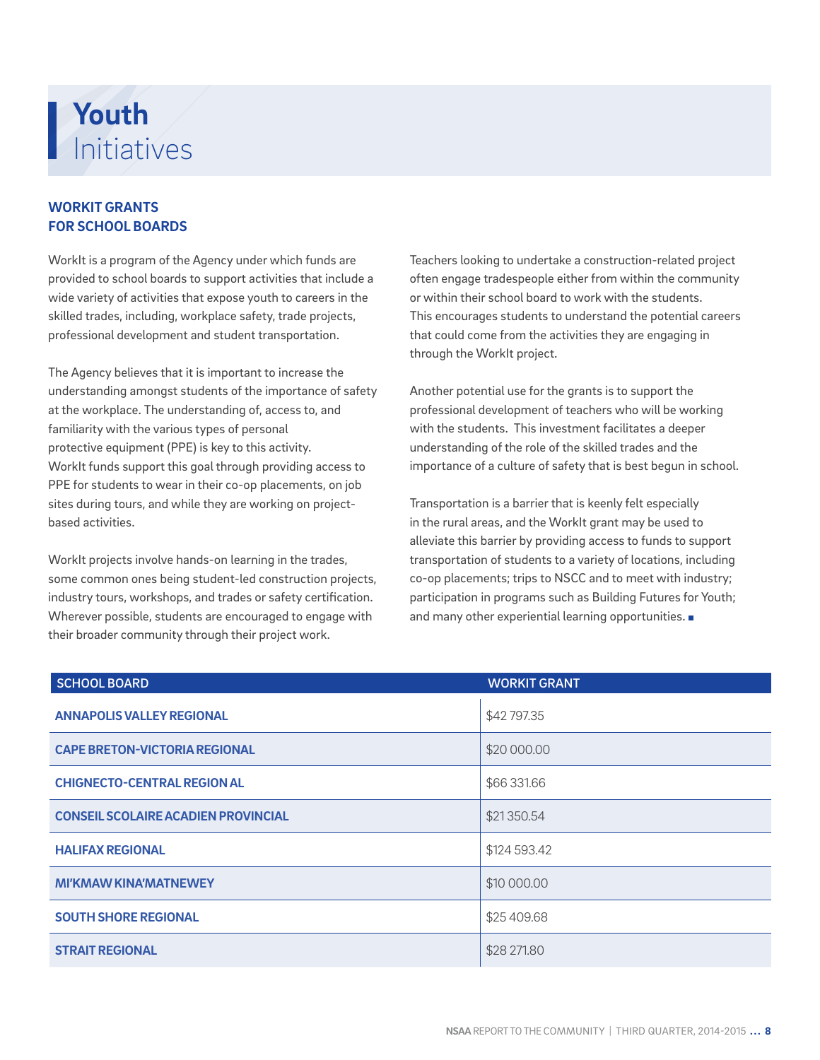# Youth Initiatives

## WORKIT GRANTS FOR SCHOOL BOARDS

WorkIt is a program of the Agency under which funds are provided to school boards to support activities that include a wide variety of activities that expose youth to careers in the skilled trades, including, workplace safety, trade projects, professional development and student transportation.

The Agency believes that it is important to increase the understanding amongst students of the importance of safety at the workplace. The understanding of, access to, and familiarity with the various types of personal protective equipment (PPE) is key to this activity. WorkIt funds support this goal through providing access to PPE for students to wear in their co-op placements, on job sites during tours, and while they are working on project-based activities.

WorkIt projects involve hands-on learning in the trades, some common ones being student-led construction projects, industry tours, workshops, and trades or safety certification. Wherever possible, students are encouraged to engage with their broader community through their project work.

Teachers looking to undertake a construction-related project often engage tradespeople either from within the community or within their school board to work with the students. This encourages students to understand the potential careers that could come from the activities they are engaging in through the WorkIt project.

Another potential use for the grants is to support the professional development of teachers who will be working with the students. This investment facilitates a deeper understanding of the role of the skilled trades and the importance of a culture of safety that is best begun in school.

Transportation is a barrier that is keenly felt especially in the rural areas, and the WorkIt grant may be used to alleviate this barrier by providing access to funds to support transportation of students to a variety of locations, including co-op placements; trips to NSCC and to meet with industry; participation in programs such as Building Futures for Youth; and many other experiential learning opportunities.

| SCHOOL BOARD | WORKIT GRANT |
|---|---|
| ANNAPOLIS VALLEY REGIONAL | $42 797.35 |
| CAPE BRETON-VICTORIA REGIONAL | $20 000.00 |
| CHIGNECTO-CENTRAL REGION AL | $66 331.66 |
| CONSEIL SCOLAIRE ACADIEN PROVINCIAL | $21 350.54 |
| HALIFAX REGIONAL | $124 593.42 |
| MI'KMAW KINA'MATNEWEY | $10 000.00 |
| SOUTH SHORE REGIONAL | $25 409.68 |
| STRAIT REGIONAL | $28 271.80 |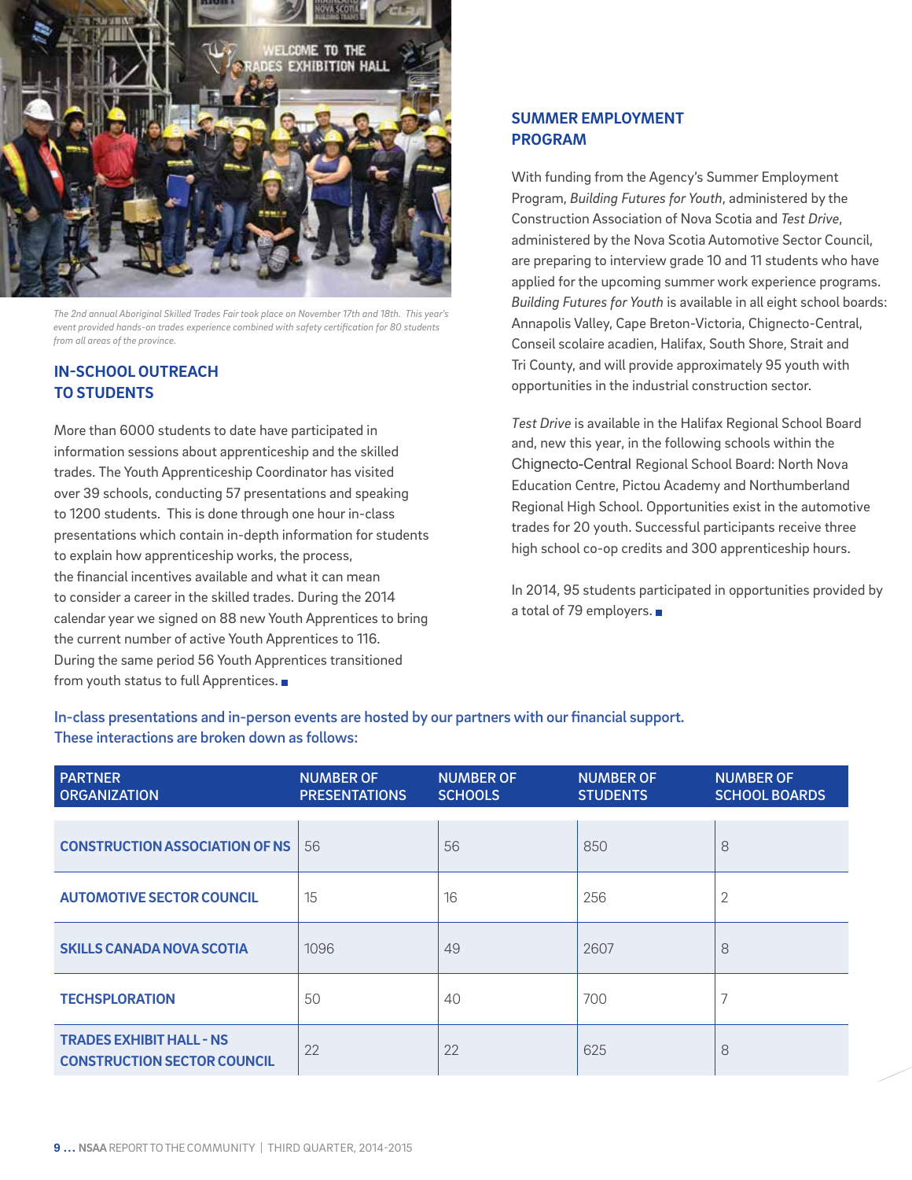*The 2nd annual Aboriginal Skilled Trades Fair took place on November 17th and 18th. This year's event provided hands-on trades experience combined with safety certification for 80 students from all areas of the province.*

## IN-SCHOOL OUTREACH TO STUDENTS

More than 6000 students to date have participated in information sessions about apprenticeship and the skilled trades. The Youth Apprenticeship Coordinator has visited over 39 schools, conducting 57 presentations and speaking to 1200 students. This is done through one hour in-class presentations which contain in-depth information for students to explain how apprenticeship works, the process, the financial incentives available and what it can mean to consider a career in the skilled trades. During the 2014 calendar year we signed on 88 new Youth Apprentices to bring the current number of active Youth Apprentices to 116. During the same period 56 Youth Apprentices transitioned from youth status to full Apprentices.

## SUMMER EMPLOYMENT PROGRAM

With funding from the Agency's Summer Employment Program, *Building Futures for Youth*, administered by the Construction Association of Nova Scotia and *Test Drive*, administered by the Nova Scotia Automotive Sector Council, are preparing to interview grade 10 and 11 students who have applied for the upcoming summer work experience programs. *Building Futures for Youth* is available in all eight school boards: Annapolis Valley, Cape Breton-Victoria, Chignecto-Central, Conseil scolaire acadien, Halifax, South Shore, Strait and Tri County, and will provide approximately 95 youth with opportunities in the industrial construction sector.

*Test Drive* is available in the Halifax Regional School Board and, new this year, in the following schools within the Chignecto-Central Regional School Board: North Nova Education Centre, Pictou Academy and Northumberland Regional High School. Opportunities exist in the automotive trades for 20 youth. Successful participants receive three high school co-op credits and 300 apprenticeship hours.

In 2014, 95 students participated in opportunities provided by a total of 79 employers.

**In-class presentations and in-person events are hosted by our partners with our financial support. These interactions are broken down as follows:**

| PARTNER ORGANIZATION | NUMBER OF PRESENTATIONS | NUMBER OF SCHOOLS | NUMBER OF STUDENTS | NUMBER OF SCHOOL BOARDS |
|---|---|---|---|---|
| CONSTRUCTION ASSOCIATION OF NS | 56 | 56 | 850 | 8 |
| AUTOMOTIVE SECTOR COUNCIL | 15 | 16 | 256 | 2 |
| SKILLS CANADA NOVA SCOTIA | 1096 | 49 | 2607 | 8 |
| TECHSPLORATION | 50 | 40 | 700 | 7 |
| TRADES EXHIBIT HALL - NS CONSTRUCTION SECTOR COUNCIL | 22 | 22 | 625 | 8 |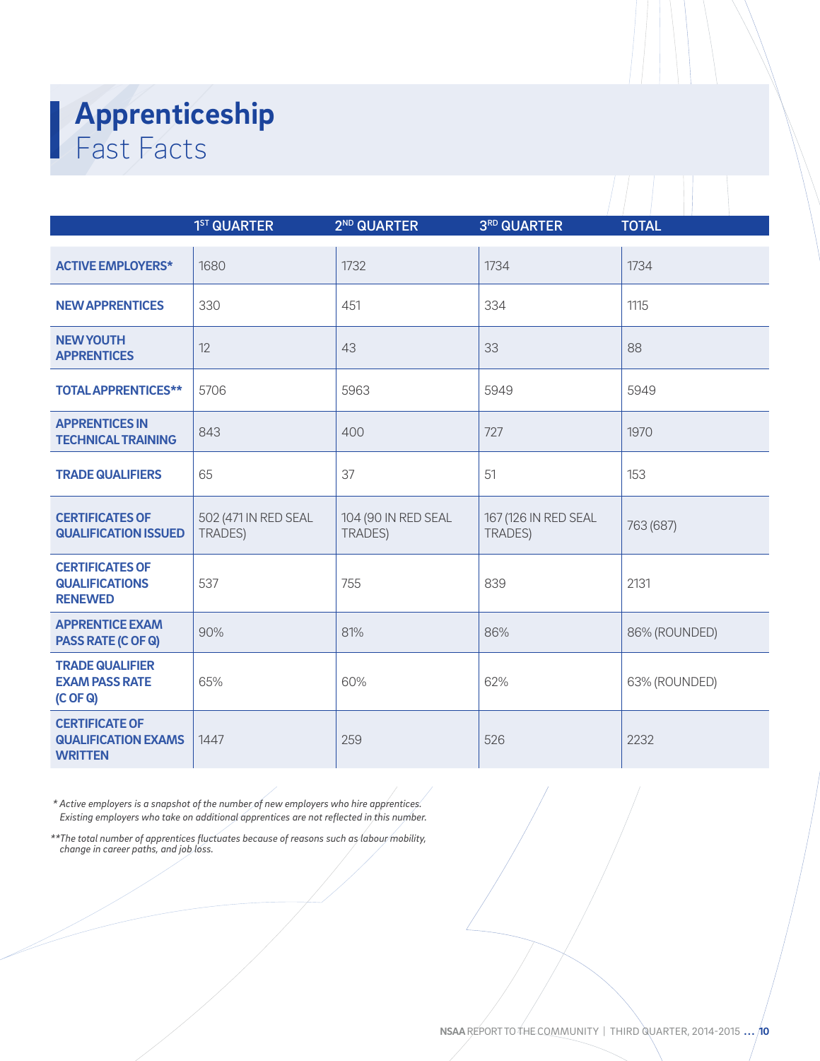# Apprenticeship Fast Facts

| | 1ST QUARTER | 2ND QUARTER | 3RD QUARTER | TOTAL |
|---|---|---|---|---|
| **ACTIVE EMPLOYERS*** | 1680 | 1732 | 1734 | 1734 |
| **NEW APPRENTICES** | 330 | 451 | 334 | 1115 |
| **NEW YOUTH APPRENTICES** | 12 | 43 | 33 | 88 |
| **TOTAL APPRENTICES**** | 5706 | 5963 | 5949 | 5949 |
| **APPRENTICES IN TECHNICAL TRAINING** | 843 | 400 | 727 | 1970 |
| **TRADE QUALIFIERS** | 65 | 37 | 51 | 153 |
| **CERTIFICATES OF QUALIFICATION ISSUED** | 502 (471 IN RED SEAL TRADES) | 104 (90 IN RED SEAL TRADES) | 167 (126 IN RED SEAL TRADES) | 763 (687) |
| **CERTIFICATES OF QUALIFICATIONS RENEWED** | 537 | 755 | 839 | 2131 |
| **APPRENTICE EXAM PASS RATE (C OF Q)** | 90% | 81% | 86% | 86% (ROUNDED) |
| **TRADE QUALIFIER EXAM PASS RATE (C OF Q)** | 65% | 60% | 62% | 63% (ROUNDED) |
| **CERTIFICATE OF QUALIFICATION EXAMS WRITTEN** | 1447 | 259 | 526 | 2232 |

*\* Active employers is a snapshot of the number of new employers who hire apprentices. Existing employers who take on additional apprentices are not reflected in this number.*

*\*\*The total number of apprentices fluctuates because of reasons such as labour mobility, change in career paths, and job loss.*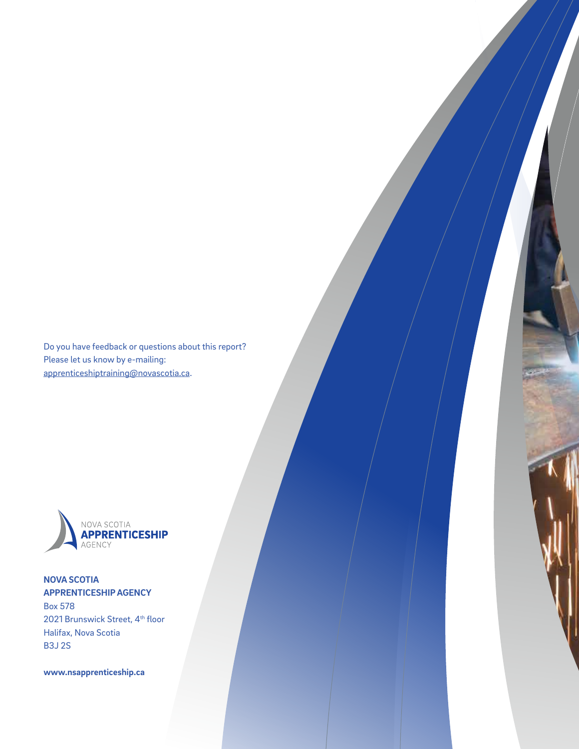Do you have feedback or questions about this report?
Please let us know by e-mailing:
apprenticeshiptraining@novascotia.ca.

NOVA SCOTIA
APPRENTICESHIP
AGENCY

**NOVA SCOTIA**
**APPRENTICESHIP AGENCY**
Box 578
2021 Brunswick Street, 4th floor
Halifax, Nova Scotia
B3J 2S

**www.nsapprenticeship.ca**